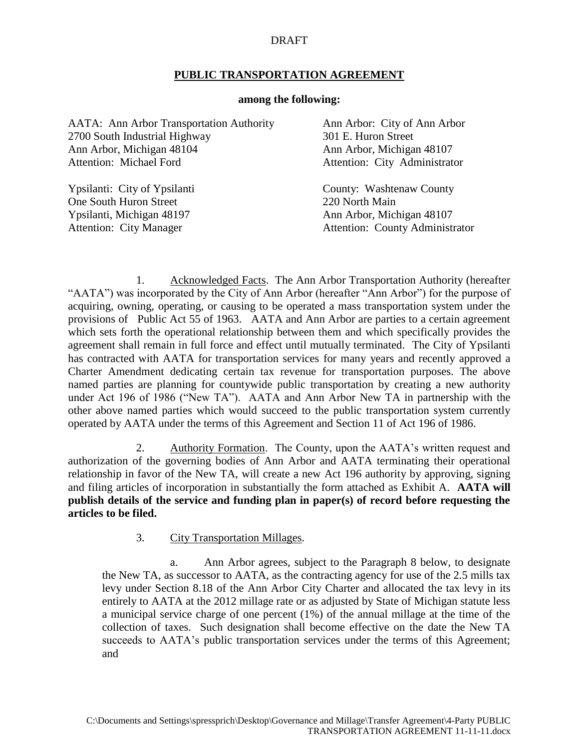DRAFT

## PUBLIC TRANSPORTATION AGREEMENT

**among the following:**

AATA: Ann Arbor Transportation Authority
2700 South Industrial Highway
Ann Arbor, Michigan 48104
Attention: Michael Ford

Ann Arbor: City of Ann Arbor
301 E. Huron Street
Ann Arbor, Michigan 48107
Attention: City Administrator

Ypsilanti: City of Ypsilanti
One South Huron Street
Ypsilanti, Michigan 48197
Attention: City Manager

County: Washtenaw County
220 North Main
Ann Arbor, Michigan 48107
Attention: County Administrator

1. Acknowledged Facts. The Ann Arbor Transportation Authority (hereafter "AATA") was incorporated by the City of Ann Arbor (hereafter "Ann Arbor") for the purpose of acquiring, owning, operating, or causing to be operated a mass transportation system under the provisions of Public Act 55 of 1963. AATA and Ann Arbor are parties to a certain agreement which sets forth the operational relationship between them and which specifically provides the agreement shall remain in full force and effect until mutually terminated. The City of Ypsilanti has contracted with AATA for transportation services for many years and recently approved a Charter Amendment dedicating certain tax revenue for transportation purposes. The above named parties are planning for countywide public transportation by creating a new authority under Act 196 of 1986 ("New TA"). AATA and Ann Arbor New TA in partnership with the other above named parties which would succeed to the public transportation system currently operated by AATA under the terms of this Agreement and Section 11 of Act 196 of 1986.

2. Authority Formation. The County, upon the AATA's written request and authorization of the governing bodies of Ann Arbor and AATA terminating their operational relationship in favor of the New TA, will create a new Act 196 authority by approving, signing and filing articles of incorporation in substantially the form attached as Exhibit A. **AATA will publish details of the service and funding plan in paper(s) of record before requesting the articles to be filed.**

3. City Transportation Millages.

a. Ann Arbor agrees, subject to the Paragraph 8 below, to designate the New TA, as successor to AATA, as the contracting agency for use of the 2.5 mills tax levy under Section 8.18 of the Ann Arbor City Charter and allocated the tax levy in its entirely to AATA at the 2012 millage rate or as adjusted by State of Michigan statute less a municipal service charge of one percent (1%) of the annual millage at the time of the collection of taxes. Such designation shall become effective on the date the New TA succeeds to AATA's public transportation services under the terms of this Agreement; and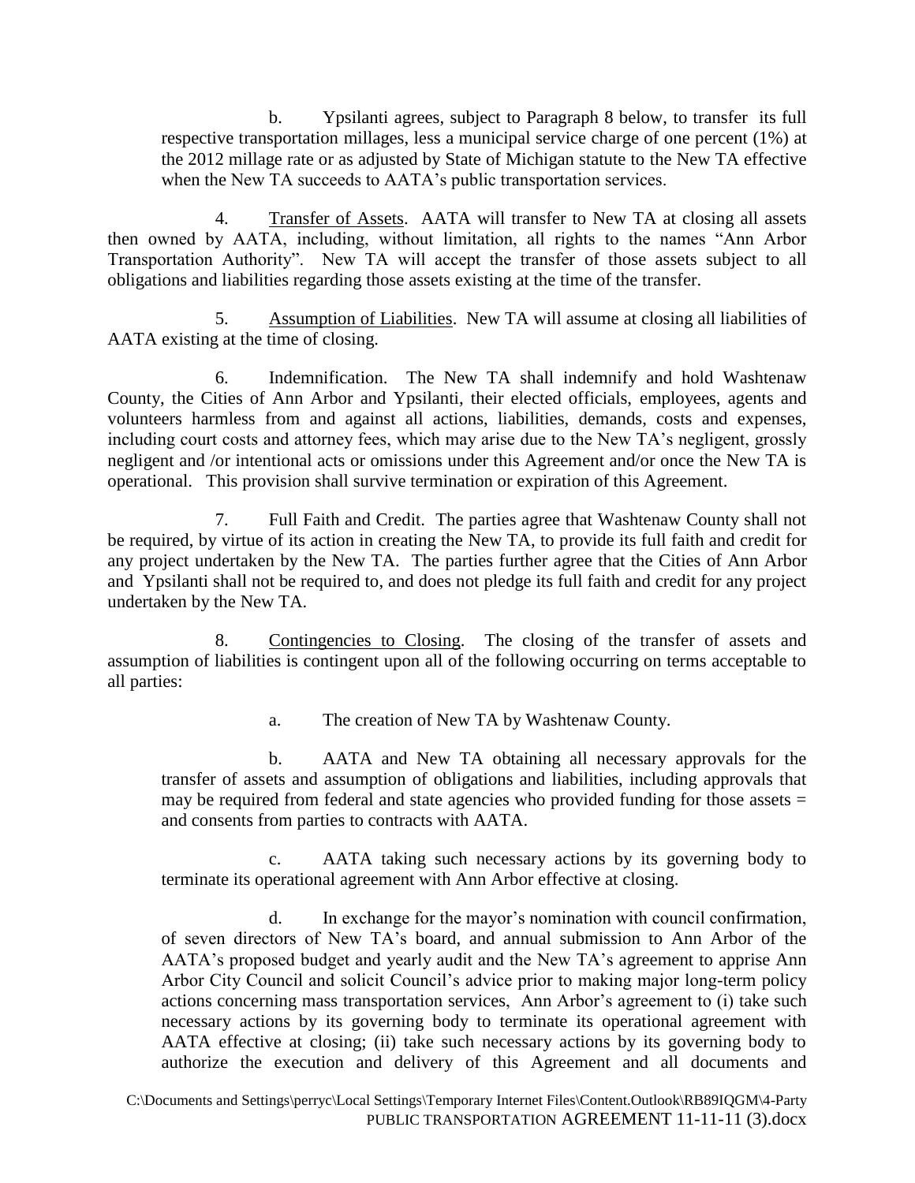b. Ypsilanti agrees, subject to Paragraph 8 below, to transfer its full respective transportation millages, less a municipal service charge of one percent (1%) at the 2012 millage rate or as adjusted by State of Michigan statute to the New TA effective when the New TA succeeds to AATA's public transportation services.

4. Transfer of Assets. AATA will transfer to New TA at closing all assets then owned by AATA, including, without limitation, all rights to the names "Ann Arbor Transportation Authority". New TA will accept the transfer of those assets subject to all obligations and liabilities regarding those assets existing at the time of the transfer.

5. Assumption of Liabilities. New TA will assume at closing all liabilities of AATA existing at the time of closing.

6. Indemnification. The New TA shall indemnify and hold Washtenaw County, the Cities of Ann Arbor and Ypsilanti, their elected officials, employees, agents and volunteers harmless from and against all actions, liabilities, demands, costs and expenses, including court costs and attorney fees, which may arise due to the New TA's negligent, grossly negligent and /or intentional acts or omissions under this Agreement and/or once the New TA is operational. This provision shall survive termination or expiration of this Agreement.

7. Full Faith and Credit. The parties agree that Washtenaw County shall not be required, by virtue of its action in creating the New TA, to provide its full faith and credit for any project undertaken by the New TA. The parties further agree that the Cities of Ann Arbor and Ypsilanti shall not be required to, and does not pledge its full faith and credit for any project undertaken by the New TA.

8. Contingencies to Closing. The closing of the transfer of assets and assumption of liabilities is contingent upon all of the following occurring on terms acceptable to all parties:

a. The creation of New TA by Washtenaw County.

b. AATA and New TA obtaining all necessary approvals for the transfer of assets and assumption of obligations and liabilities, including approvals that may be required from federal and state agencies who provided funding for those assets = and consents from parties to contracts with AATA.

c. AATA taking such necessary actions by its governing body to terminate its operational agreement with Ann Arbor effective at closing.

d. In exchange for the mayor's nomination with council confirmation, of seven directors of New TA's board, and annual submission to Ann Arbor of the AATA's proposed budget and yearly audit and the New TA's agreement to apprise Ann Arbor City Council and solicit Council's advice prior to making major long-term policy actions concerning mass transportation services, Ann Arbor's agreement to (i) take such necessary actions by its governing body to terminate its operational agreement with AATA effective at closing; (ii) take such necessary actions by its governing body to authorize the execution and delivery of this Agreement and all documents and

C:\Documents and Settings\perryc\Local Settings\Temporary Internet Files\Content.Outlook\RB89IQGM\4-Party PUBLIC TRANSPORTATION AGREEMENT 11-11-11 (3).docx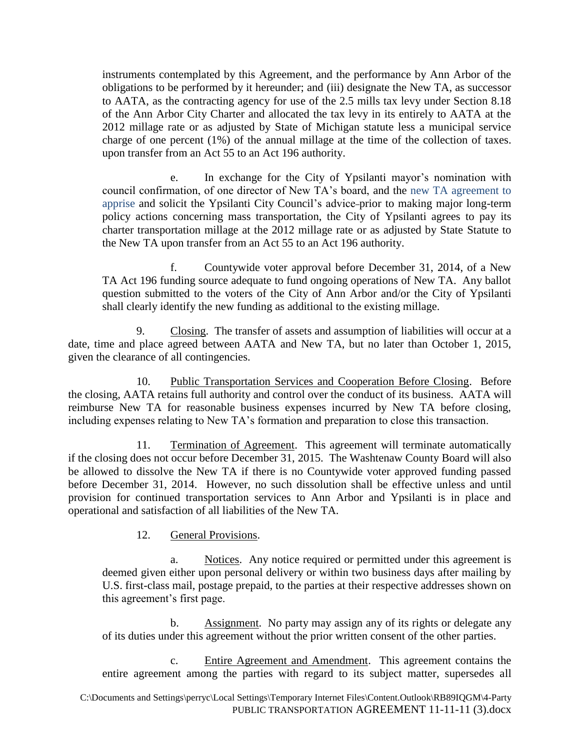instruments contemplated by this Agreement, and the performance by Ann Arbor of the obligations to be performed by it hereunder; and (iii) designate the New TA, as successor to AATA, as the contracting agency for use of the 2.5 mills tax levy under Section 8.18 of the Ann Arbor City Charter and allocated the tax levy in its entirely to AATA at the 2012 millage rate or as adjusted by State of Michigan statute less a municipal service charge of one percent (1%) of the annual millage at the time of the collection of taxes. upon transfer from an Act 55 to an Act 196 authority.

e. In exchange for the City of Ypsilanti mayor's nomination with council confirmation, of one director of New TA's board, and the new TA agreement to apprise and solicit the Ypsilanti City Council's advice prior to making major long-term policy actions concerning mass transportation, the City of Ypsilanti agrees to pay its charter transportation millage at the 2012 millage rate or as adjusted by State Statute to the New TA upon transfer from an Act 55 to an Act 196 authority.

f. Countywide voter approval before December 31, 2014, of a New TA Act 196 funding source adequate to fund ongoing operations of New TA. Any ballot question submitted to the voters of the City of Ann Arbor and/or the City of Ypsilanti shall clearly identify the new funding as additional to the existing millage.

9. Closing. The transfer of assets and assumption of liabilities will occur at a date, time and place agreed between AATA and New TA, but no later than October 1, 2015, given the clearance of all contingencies.

10. Public Transportation Services and Cooperation Before Closing. Before the closing, AATA retains full authority and control over the conduct of its business. AATA will reimburse New TA for reasonable business expenses incurred by New TA before closing, including expenses relating to New TA's formation and preparation to close this transaction.

11. Termination of Agreement. This agreement will terminate automatically if the closing does not occur before December 31, 2015. The Washtenaw County Board will also be allowed to dissolve the New TA if there is no Countywide voter approved funding passed before December 31, 2014. However, no such dissolution shall be effective unless and until provision for continued transportation services to Ann Arbor and Ypsilanti is in place and operational and satisfaction of all liabilities of the New TA.

12. General Provisions.

a. Notices. Any notice required or permitted under this agreement is deemed given either upon personal delivery or within two business days after mailing by U.S. first-class mail, postage prepaid, to the parties at their respective addresses shown on this agreement's first page.

b. Assignment. No party may assign any of its rights or delegate any of its duties under this agreement without the prior written consent of the other parties.

c. Entire Agreement and Amendment. This agreement contains the entire agreement among the parties with regard to its subject matter, supersedes all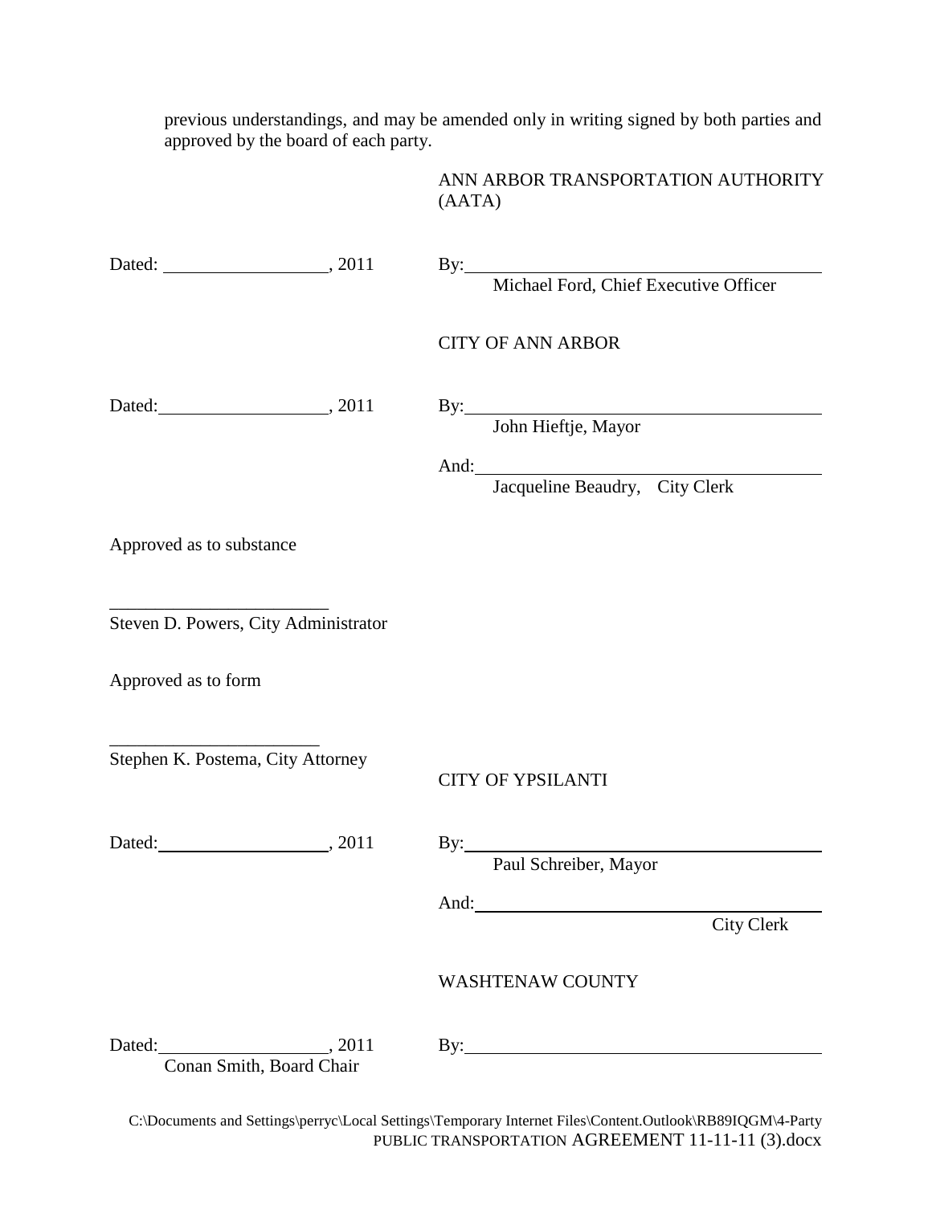previous understandings, and may be amended only in writing signed by both parties and approved by the board of each party.

ANN ARBOR TRANSPORTATION AUTHORITY (AATA)

Dated: ___________________, 2011 By: ________________________________________
Michael Ford, Chief Executive Officer

CITY OF ANN ARBOR

Dated: ___________________, 2011 By: ________________________________________
John Hieftje, Mayor

And: ________________________________________
Jacqueline Beaudry, City Clerk

Approved as to substance

________________________
Steven D. Powers, City Administrator

Approved as to form

_______________________
Stephen K. Postema, City Attorney

CITY OF YPSILANTI

Dated: ___________________, 2011 By: ________________________________________
Paul Schreiber, Mayor

And: ________________________________________
City Clerk

WASHTENAW COUNTY

Dated: ___________________, 2011 By: ________________________________________
Conan Smith, Board Chair

C:\Documents and Settings\perryc\Local Settings\Temporary Internet Files\Content.Outlook\RB89IQGM\4-Party PUBLIC TRANSPORTATION AGREEMENT 11-11-11 (3).docx